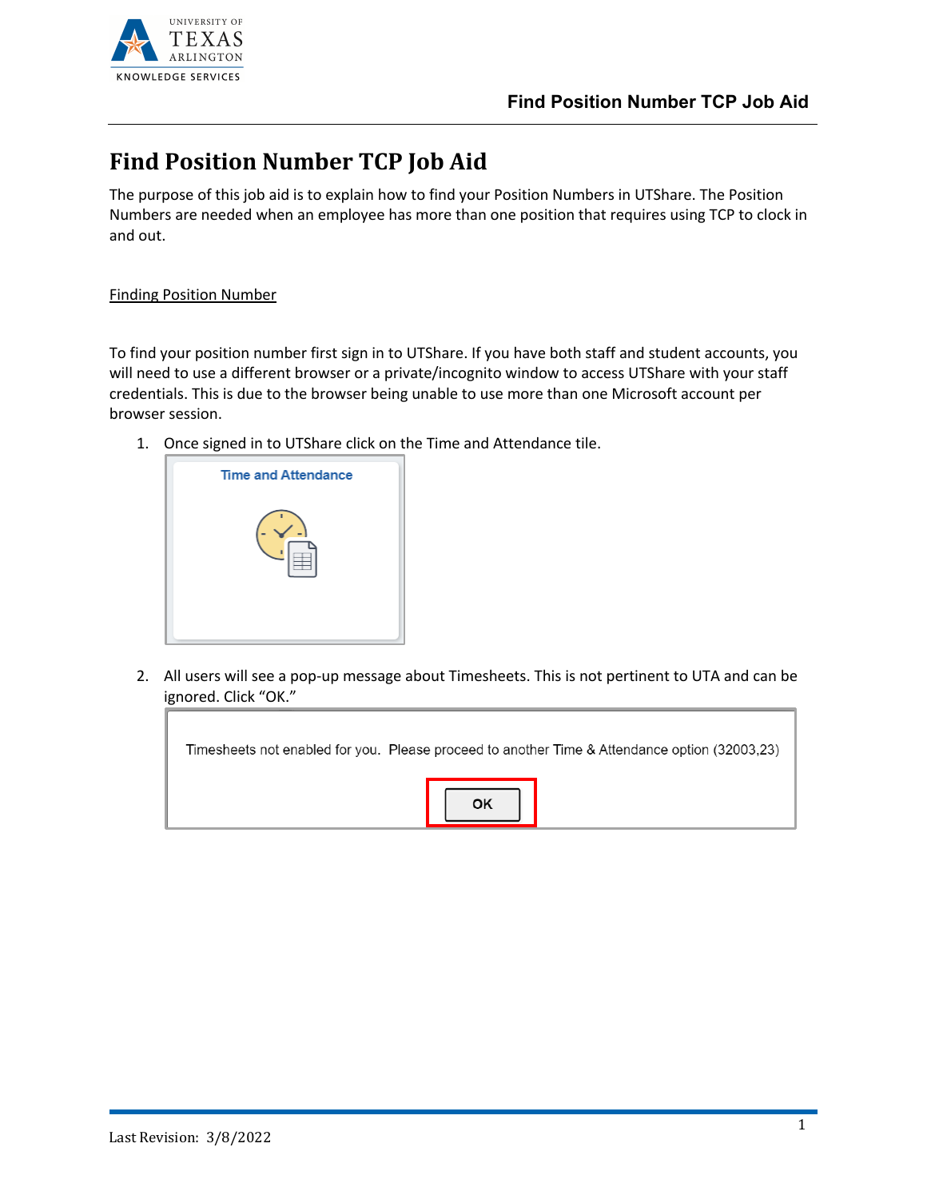# Find Position Number TCP Job Aid

The purpose of this job aid is to explain how to find your Position Numbers in UTShare. The Position Numbers are needed when an employee has more than one position that requires using TCP to clock in and out.

## Finding Position Number

To find your position number first sign in to UTShare. If you have both staff and student accounts, you will need to use a different browser or a private/incognito window to access UTShare with your staff credentials. This is due to the browser being unable to use more than one Microsoft account per browser session.

1. Once signed in to UTShare click on the Time and Attendance tile.

2. All users will see a pop-up message about Timesheets. This is not pertinent to UTA and can be ignored. Click "OK."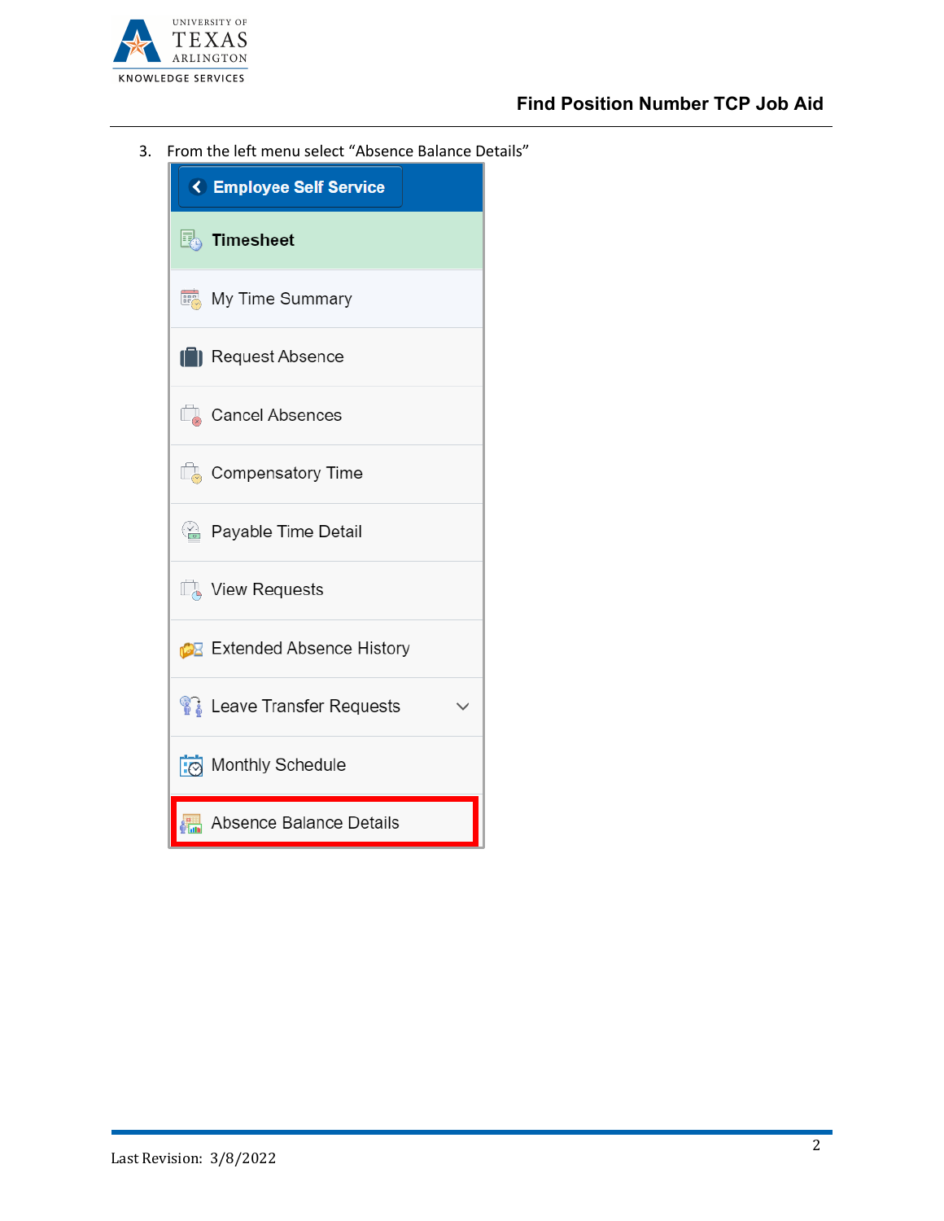3. From the left menu select "Absence Balance Details"

- Employee Self Service
- Timesheet
- My Time Summary
- Request Absence
- Cancel Absences
- Compensatory Time
- Payable Time Detail
- View Requests
- Extended Absence History
- Leave Transfer Requests
- Monthly Schedule
- Absence Balance Details

Last Revision: 3/8/2022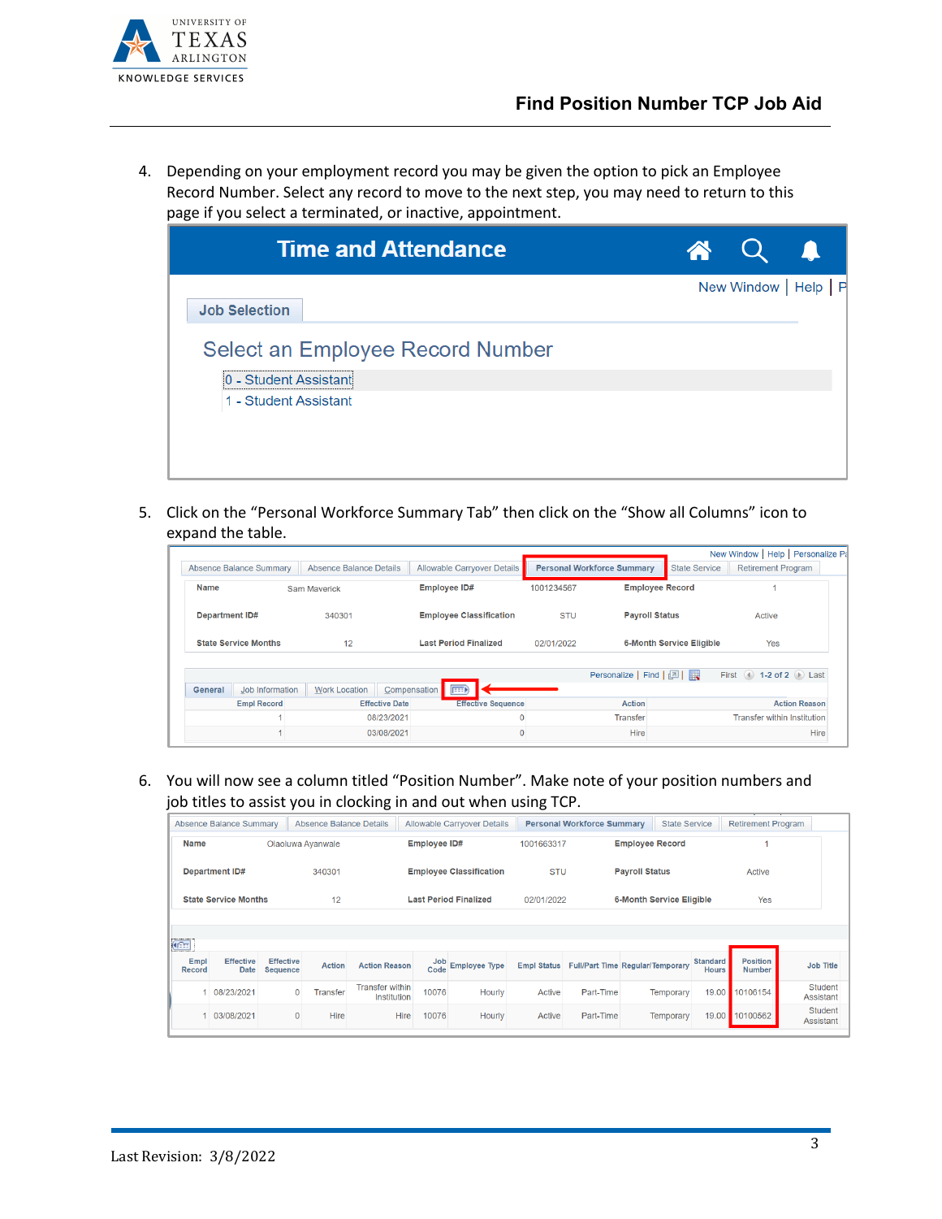4. Depending on your employment record you may be given the option to pick an Employee Record Number. Select any record to move to the next step, you may need to return to this page if you select a terminated, or inactive, appointment.

Time and Attendance

New Window | Help |

Job Selection

Select an Employee Record Number

0 - Student Assistant

1 - Student Assistant

5. Click on the "Personal Workforce Summary Tab" then click on the "Show all Columns" icon to expand the table.

Absence Balance Summary | Absence Balance Details | Allowable Carryover Details | Personal Workforce Summary | State Service | Retirement Program

| | | | | | |
|---|---|---|---|---|---|
| Name | Sam Maverick | Employee ID# | 1001234567 | Employee Record | 1 |
| Department ID# | 340301 | Employee Classification | STU | Payroll Status | Active |
| State Service Months | 12 | Last Period Finalized | 02/01/2022 | 6-Month Service Eligible | Yes |

General | Job Information | Work Location | Compensation

| Empl Record | Effective Date | Effective Sequence | Action | Action Reason |
|---|---|---|---|---|
| 1 | 08/23/2021 | 0 | Transfer | Transfer within Institution |
| 1 | 03/08/2021 | 0 | Hire | Hire |

6. You will now see a column titled "Position Number". Make note of your position numbers and job titles to assist you in clocking in and out when using TCP.

Absence Balance Summary | Absence Balance Details | Allowable Carryover Details | Personal Workforce Summary | State Service | Retirement Program

| | | | | | |
|---|---|---|---|---|---|
| Name | Olaoluwa Ayanwale | Employee ID# | 1001663317 | Employee Record | 1 |
| Department ID# | 340301 | Employee Classification | STU | Payroll Status | Active |
| State Service Months | 12 | Last Period Finalized | 02/01/2022 | 6-Month Service Eligible | Yes |

| Empl Record | Effective Date | Effective Sequence | Action | Action Reason | Job Code | Employee Type | Empl Status | Full/Part Time | Regular/Temporary | Standard Hours | Position Number | Job Title |
|---|---|---|---|---|---|---|---|---|---|---|---|---|
| 1 | 08/23/2021 | 0 | Transfer | Transfer within Institution | 10076 | Hourly | Active | Part-Time | Temporary | 19.00 | 10106154 | Student Assistant |
| 1 | 03/08/2021 | 0 | Hire | Hire | 10076 | Hourly | Active | Part-Time | Temporary | 19.00 | 10100562 | Student Assistant |

Last Revision: 3/8/2022